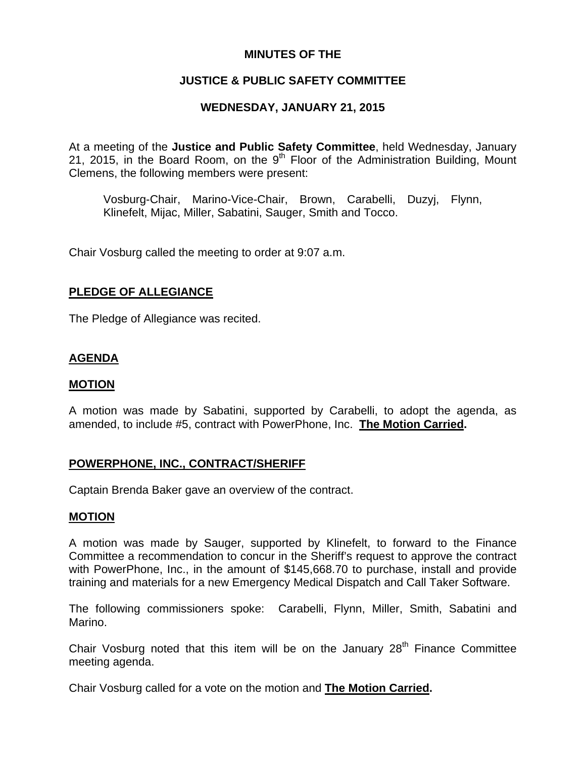# MINUTES OF THE

# JUSTICE & PUBLIC SAFETY COMMITTEE

# WEDNESDAY, JANUARY 21, 2015

At a meeting of the **Justice and Public Safety Committee**, held Wednesday, January 21, 2015, in the Board Room, on the 9th Floor of the Administration Building, Mount Clemens, the following members were present:

> Vosburg-Chair, Marino-Vice-Chair, Brown, Carabelli, Duzyj, Flynn, Klinefelt, Mijac, Miller, Sabatini, Sauger, Smith and Tocco.

Chair Vosburg called the meeting to order at 9:07 a.m.

## PLEDGE OF ALLEGIANCE

The Pledge of Allegiance was recited.

## AGENDA

### MOTION

A motion was made by Sabatini, supported by Carabelli, to adopt the agenda, as amended, to include #5, contract with PowerPhone, Inc. **The Motion Carried.**

## POWERPHONE, INC., CONTRACT/SHERIFF

Captain Brenda Baker gave an overview of the contract.

### MOTION

A motion was made by Sauger, supported by Klinefelt, to forward to the Finance Committee a recommendation to concur in the Sheriff's request to approve the contract with PowerPhone, Inc., in the amount of $145,668.70 to purchase, install and provide training and materials for a new Emergency Medical Dispatch and Call Taker Software.

The following commissioners spoke: Carabelli, Flynn, Miller, Smith, Sabatini and Marino.

Chair Vosburg noted that this item will be on the January 28th Finance Committee meeting agenda.

Chair Vosburg called for a vote on the motion and **The Motion Carried.**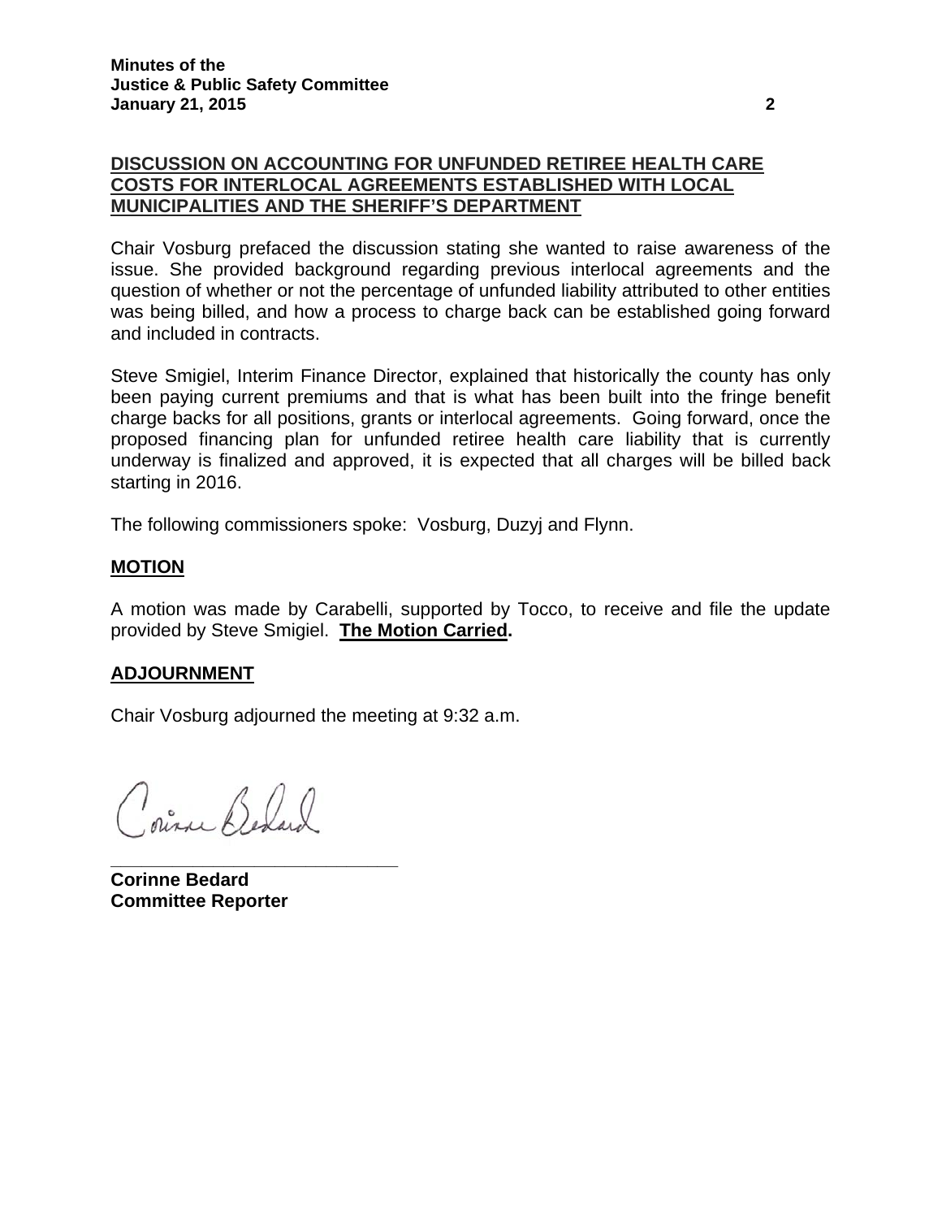**DISCUSSION ON ACCOUNTING FOR UNFUNDED RETIREE HEALTH CARE COSTS FOR INTERLOCAL AGREEMENTS ESTABLISHED WITH LOCAL MUNICIPALITIES AND THE SHERIFF'S DEPARTMENT**

Chair Vosburg prefaced the discussion stating she wanted to raise awareness of the issue. She provided background regarding previous interlocal agreements and the question of whether or not the percentage of unfunded liability attributed to other entities was being billed, and how a process to charge back can be established going forward and included in contracts.

Steve Smigiel, Interim Finance Director, explained that historically the county has only been paying current premiums and that is what has been built into the fringe benefit charge backs for all positions, grants or interlocal agreements. Going forward, once the proposed financing plan for unfunded retiree health care liability that is currently underway is finalized and approved, it is expected that all charges will be billed back starting in 2016.

The following commissioners spoke: Vosburg, Duzyj and Flynn.

**MOTION**

A motion was made by Carabelli, supported by Tocco, to receive and file the update provided by Steve Smigiel. **The Motion Carried.**

**ADJOURNMENT**

Chair Vosburg adjourned the meeting at 9:32 a.m.

\_\_\_\_\_\_\_\_\_\_\_\_\_\_\_\_\_\_\_\_\_\_\_\_\_\_\_\_\_\_

**Corinne Bedard**
**Committee Reporter**